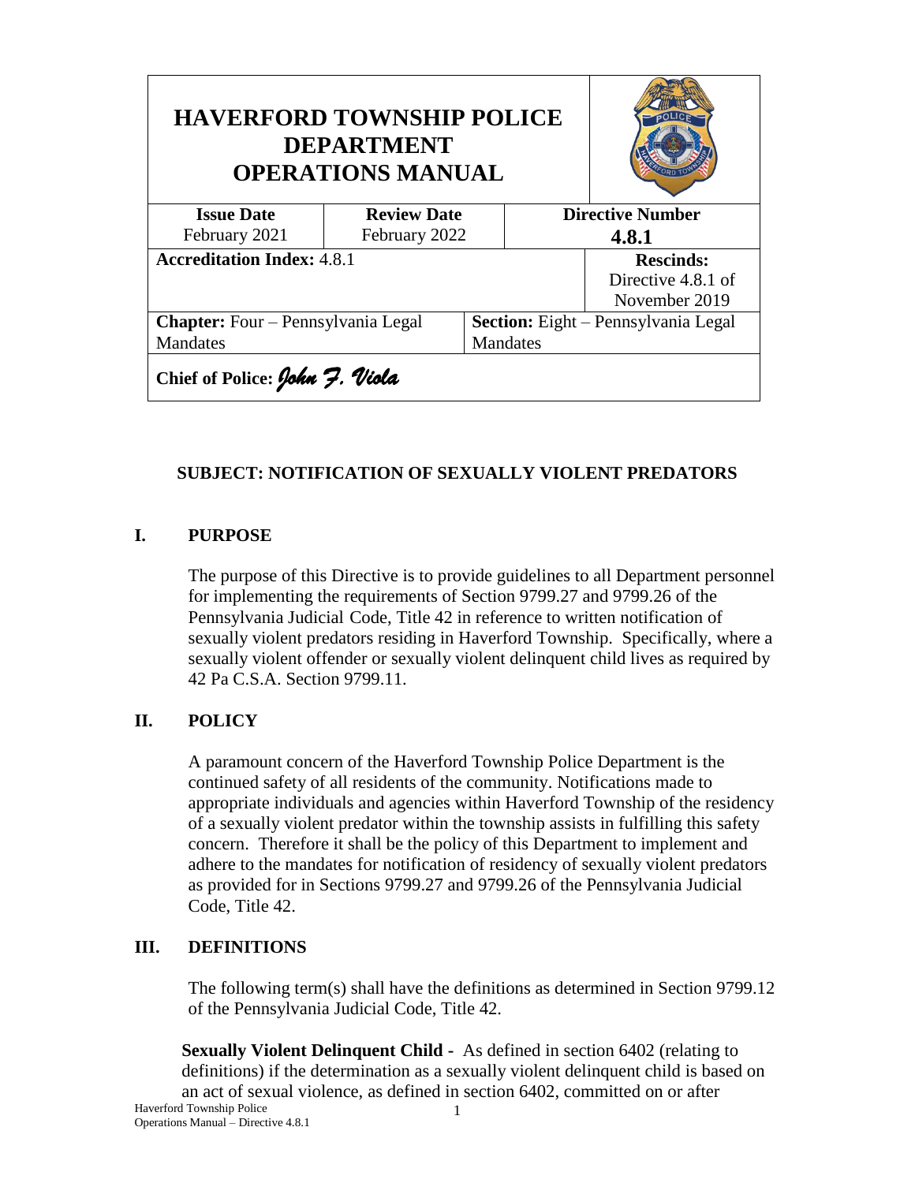| HAVERFORD TOWNSHIP POLICE DEPARTMENT OPERATIONS MANUAL | | | |
|---|---|---|---|
| **Issue Date** February 2021 | **Review Date** February 2022 | **Directive Number** **4.8.1** | |
| **Accreditation Index:** 4.8.1 | | | **Rescinds:** Directive 4.8.1 of November 2019 |
| **Chapter:** Four – Pennsylvania Legal Mandates | | **Section:** Eight – Pennsylvania Legal Mandates | |
| **Chief of Police:** *John F. Viola* | | | |

## SUBJECT: NOTIFICATION OF SEXUALLY VIOLENT PREDATORS

### I. PURPOSE

The purpose of this Directive is to provide guidelines to all Department personnel for implementing the requirements of Section 9799.27 and 9799.26 of the Pennsylvania Judicial Code, Title 42 in reference to written notification of sexually violent predators residing in Haverford Township. Specifically, where a sexually violent offender or sexually violent delinquent child lives as required by 42 Pa C.S.A. Section 9799.11.

### II. POLICY

A paramount concern of the Haverford Township Police Department is the continued safety of all residents of the community. Notifications made to appropriate individuals and agencies within Haverford Township of the residency of a sexually violent predator within the township assists in fulfilling this safety concern. Therefore it shall be the policy of this Department to implement and adhere to the mandates for notification of residency of sexually violent predators as provided for in Sections 9799.27 and 9799.26 of the Pennsylvania Judicial Code, Title 42.

### III. DEFINITIONS

The following term(s) shall have the definitions as determined in Section 9799.12 of the Pennsylvania Judicial Code, Title 42.

**Sexually Violent Delinquent Child -** As defined in section 6402 (relating to definitions) if the determination as a sexually violent delinquent child is based on an act of sexual violence, as defined in section 6402, committed on or after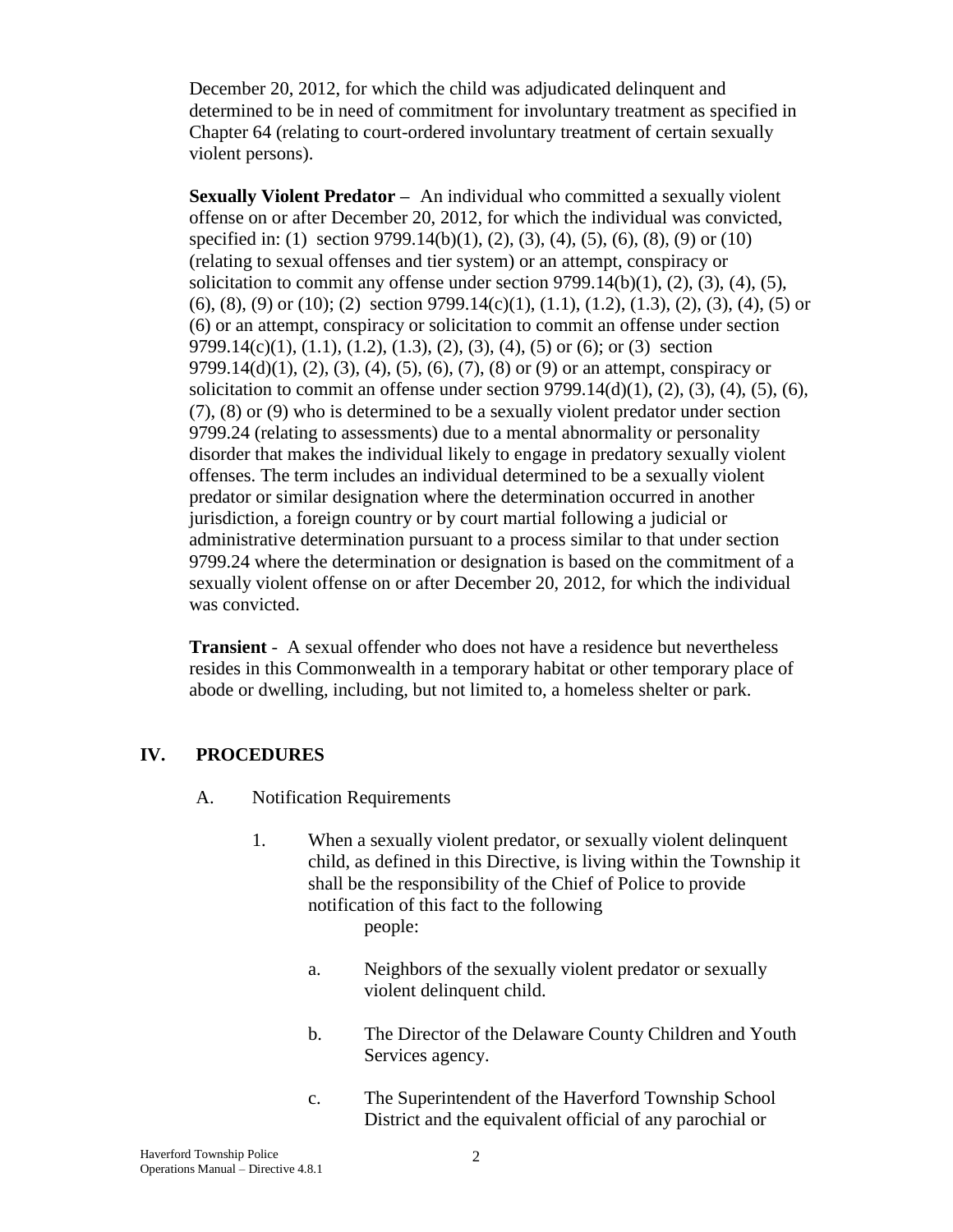December 20, 2012, for which the child was adjudicated delinquent and determined to be in need of commitment for involuntary treatment as specified in Chapter 64 (relating to court-ordered involuntary treatment of certain sexually violent persons).

**Sexually Violent Predator –** An individual who committed a sexually violent offense on or after December 20, 2012, for which the individual was convicted, specified in: (1) section 9799.14(b)(1), (2), (3), (4), (5), (6), (8), (9) or (10) (relating to sexual offenses and tier system) or an attempt, conspiracy or solicitation to commit any offense under section 9799.14(b)(1), (2), (3), (4), (5), (6), (8), (9) or (10); (2) section 9799.14(c)(1), (1.1), (1.2), (1.3), (2), (3), (4), (5) or (6) or an attempt, conspiracy or solicitation to commit an offense under section 9799.14(c)(1), (1.1), (1.2), (1.3), (2), (3), (4), (5) or (6); or (3) section 9799.14(d)(1), (2), (3), (4), (5), (6), (7), (8) or (9) or an attempt, conspiracy or solicitation to commit an offense under section 9799.14(d)(1), (2), (3), (4), (5), (6), (7), (8) or (9) who is determined to be a sexually violent predator under section 9799.24 (relating to assessments) due to a mental abnormality or personality disorder that makes the individual likely to engage in predatory sexually violent offenses. The term includes an individual determined to be a sexually violent predator or similar designation where the determination occurred in another jurisdiction, a foreign country or by court martial following a judicial or administrative determination pursuant to a process similar to that under section 9799.24 where the determination or designation is based on the commitment of a sexually violent offense on or after December 20, 2012, for which the individual was convicted.

**Transient** - A sexual offender who does not have a residence but nevertheless resides in this Commonwealth in a temporary habitat or other temporary place of abode or dwelling, including, but not limited to, a homeless shelter or park.

## IV. PROCEDURES

A. Notification Requirements

1. When a sexually violent predator, or sexually violent delinquent child, as defined in this Directive, is living within the Township it shall be the responsibility of the Chief of Police to provide notification of this fact to the following people:

   a. Neighbors of the sexually violent predator or sexually violent delinquent child.

   b. The Director of the Delaware County Children and Youth Services agency.

   c. The Superintendent of the Haverford Township School District and the equivalent official of any parochial or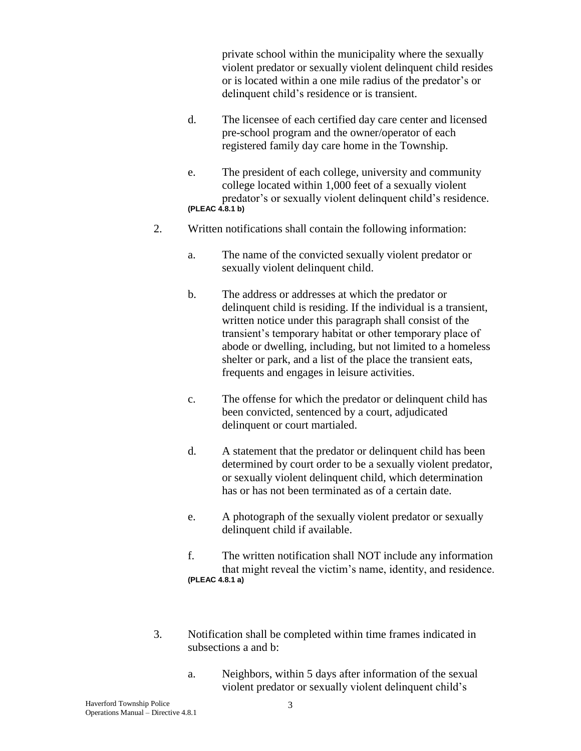private school within the municipality where the sexually violent predator or sexually violent delinquent child resides or is located within a one mile radius of the predator's or delinquent child's residence or is transient.

d. The licensee of each certified day care center and licensed pre-school program and the owner/operator of each registered family day care home in the Township.

e. The president of each college, university and community college located within 1,000 feet of a sexually violent predator's or sexually violent delinquent child's residence. **(PLEAC 4.8.1 b)**

2. Written notifications shall contain the following information:

   a. The name of the convicted sexually violent predator or sexually violent delinquent child.

   b. The address or addresses at which the predator or delinquent child is residing. If the individual is a transient, written notice under this paragraph shall consist of the transient's temporary habitat or other temporary place of abode or dwelling, including, but not limited to a homeless shelter or park, and a list of the place the transient eats, frequents and engages in leisure activities.

   c. The offense for which the predator or delinquent child has been convicted, sentenced by a court, adjudicated delinquent or court martialed.

   d. A statement that the predator or delinquent child has been determined by court order to be a sexually violent predator, or sexually violent delinquent child, which determination has or has not been terminated as of a certain date.

   e. A photograph of the sexually violent predator or sexually delinquent child if available.

   f. The written notification shall NOT include any information that might reveal the victim's name, identity, and residence. **(PLEAC 4.8.1 a)**

3. Notification shall be completed within time frames indicated in subsections a and b:

   a. Neighbors, within 5 days after information of the sexual violent predator or sexually violent delinquent child's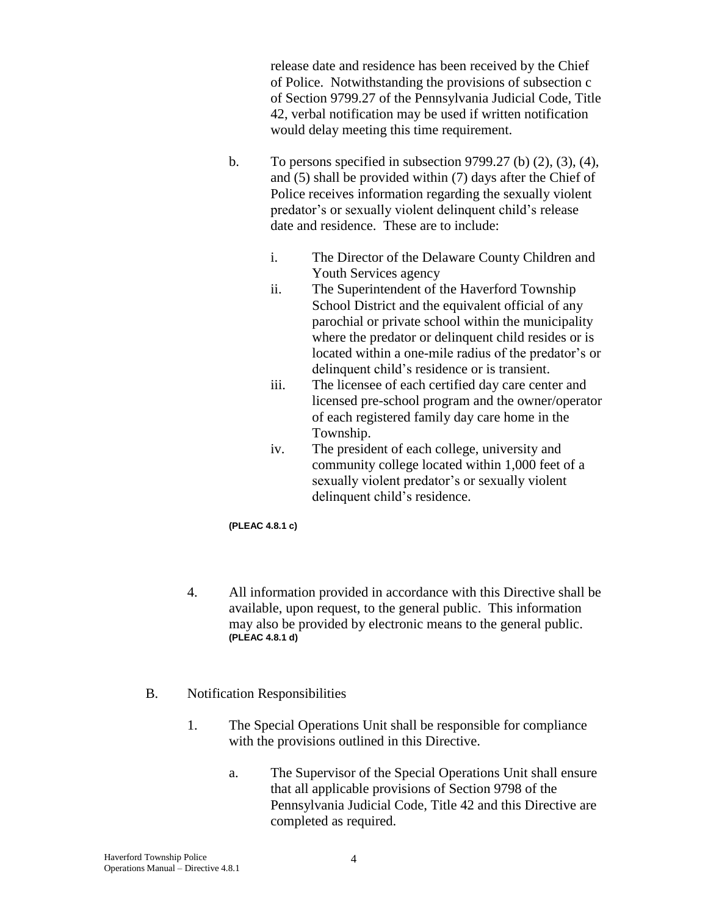release date and residence has been received by the Chief of Police. Notwithstanding the provisions of subsection c of Section 9799.27 of the Pennsylvania Judicial Code, Title 42, verbal notification may be used if written notification would delay meeting this time requirement.

b. To persons specified in subsection 9799.27 (b) (2), (3), (4), and (5) shall be provided within (7) days after the Chief of Police receives information regarding the sexually violent predator's or sexually violent delinquent child's release date and residence. These are to include:

   i. The Director of the Delaware County Children and Youth Services agency
   ii. The Superintendent of the Haverford Township School District and the equivalent official of any parochial or private school within the municipality where the predator or delinquent child resides or is located within a one-mile radius of the predator's or delinquent child's residence or is transient.
   iii. The licensee of each certified day care center and licensed pre-school program and the owner/operator of each registered family day care home in the Township.
   iv. The president of each college, university and community college located within 1,000 feet of a sexually violent predator's or sexually violent delinquent child's residence.

**(PLEAC 4.8.1 c)**

4. All information provided in accordance with this Directive shall be available, upon request, to the general public. This information may also be provided by electronic means to the general public. **(PLEAC 4.8.1 d)**

B. Notification Responsibilities

   1. The Special Operations Unit shall be responsible for compliance with the provisions outlined in this Directive.

      a. The Supervisor of the Special Operations Unit shall ensure that all applicable provisions of Section 9798 of the Pennsylvania Judicial Code, Title 42 and this Directive are completed as required.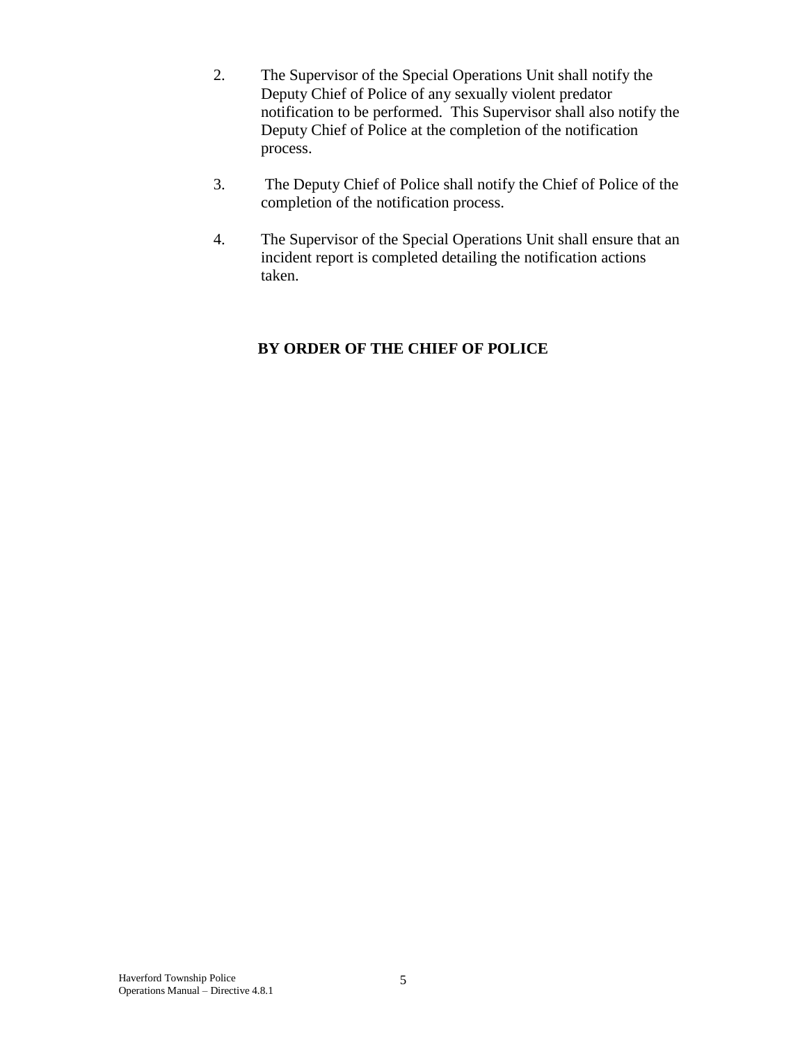2. The Supervisor of the Special Operations Unit shall notify the Deputy Chief of Police of any sexually violent predator notification to be performed. This Supervisor shall also notify the Deputy Chief of Police at the completion of the notification process.

3. The Deputy Chief of Police shall notify the Chief of Police of the completion of the notification process.

4. The Supervisor of the Special Operations Unit shall ensure that an incident report is completed detailing the notification actions taken.

**BY ORDER OF THE CHIEF OF POLICE**